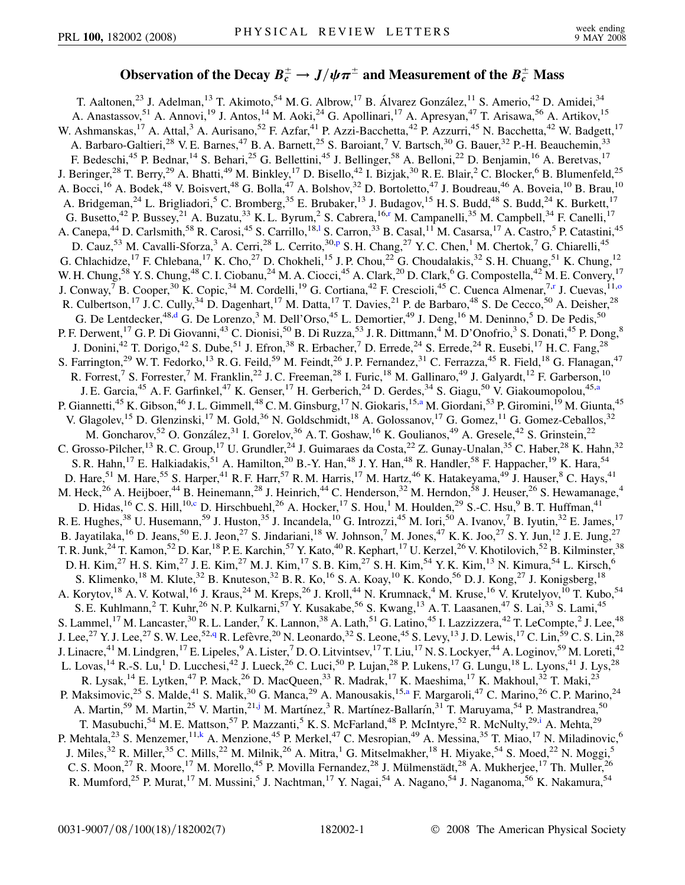# Observation of the Decay $B_c^\pm \to J/\psi\pi^\pm$ and Measurement of the $B_c^\pm$ Mass

T. Aaltonen,[23] J. Adelman,[13] T. Akimoto,[54] M. G. Albrow,[17] B. Álvarez González,[11] S. Amerio,[42] D. Amidei,[34] A. Anastassov,[51] A. Annovi,[19] J. Antos,[14] M. Aoki,[24] G. Apollinari,[17] A. Apresyan,[47] T. Arisawa,[56] A. Artikov,[15] W. Ashmanskas,[17] A. Attal,[3] A. Aurisano,[52] F. Azfar,[41] P. Azzi-Bacchetta,[42] P. Azzurri,[45] N. Bacchetta,[42] W. Badgett,[17] A. Barbaro-Galtieri,[28] V. E. Barnes,[47] B. A. Barnett,[25] S. Baroiant,[7] V. Bartsch,[30] G. Bauer,[32] P.-H. Beauchemin,[33] F. Bedeschi,[45] P. Bednar,[14] S. Behari,[25] G. Bellettini,[45] J. Bellinger,[58] A. Belloni,[22] D. Benjamin,[16] A. Beretvas,[17] J. Beringer,[28] T. Berry,[29] A. Bhatti,[49] M. Binkley,[17] D. Bisello,[42] I. Bizjak,[30] R. E. Blair,[2] C. Blocker,[6] B. Blumenfeld,[25] A. Bocci,[16] A. Bodek,[48] V. Boisvert,[48] G. Bolla,[47] A. Bolshov,[32] D. Bortoletto,[47] J. Boudreau,[46] A. Boveia,[10] B. Brau,[10] A. Bridgeman,[24] L. Brigliadori,[5] C. Bromberg,[35] E. Brubaker,[13] J. Budagov,[15] H. S. Budd,[48] S. Budd,[24] K. Burkett,[17] G. Busetto,[42] P. Bussey,[21] A. Buzatu,[33] K. L. Byrum,[2] S. Cabrera,[16,r] M. Campanelli,[35] M. Campbell,[34] F. Canelli,[17] A. Canepa,[44] D. Carlsmith,[58] R. Carosi,[45] S. Carrillo,[18,l] S. Carron,[33] B. Casal,[11] M. Casarsa,[17] A. Castro,[5] P. Catastini,[45] D. Cauz,[53] M. Cavalli-Sforza,[3] A. Cerri,[28] L. Cerrito,[30,p] S. H. Chang,[27] Y. C. Chen,[1] M. Chertok,[7] G. Chiarelli,[45] G. Chlachidze,[17] F. Chlebana,[17] K. Cho,[27] D. Chokheli,[15] J. P. Chou,[22] G. Choudalakis,[32] S. H. Chuang,[51] K. Chung,[12] W. H. Chung,[58] Y. S. Chung,[48] C. I. Ciobanu,[24] M. A. Ciocci,[45] A. Clark,[20] D. Clark,[6] G. Compostella,[42] M. E. Convery,[17] J. Conway,[7] B. Cooper,[30] K. Copic,[34] M. Cordelli,[19] G. Cortiana,[42] F. Crescioli,[45] C. Cuenca Almenar,[7,r] J. Cuevas,[11,o] R. Culbertson,[17] J. C. Cully,[34] D. Dagenhart,[17] M. Datta,[17] T. Davies,[21] P. de Barbaro,[48] S. De Cecco,[50] A. Deisher,[28] G. De Lentdecker,[48,d] G. De Lorenzo,[3] M. Dell'Orso,[45] L. Demortier,[49] J. Deng,[16] M. Deninno,[5] D. De Pedis,[50] P. F. Derwent,[17] G. P. Di Giovanni,[43] C. Dionisi,[50] B. Di Ruzza,[53] J. R. Dittmann,[4] M. D'Onofrio,[3] S. Donati,[45] P. Dong,[8] J. Donini,[42] T. Dorigo,[42] S. Dube,[51] J. Efron,[38] R. Erbacher,[7] D. Errede,[24] S. Errede,[24] R. Eusebi,[17] H. C. Fang,[28] S. Farrington,[29] W. T. Fedorko,[13] R. G. Feild,[59] M. Feindt,[26] J. P. Fernandez,[31] C. Ferrazza,[45] R. Field,[18] G. Flanagan,[47] R. Forrest,[7] S. Forrester,[7] M. Franklin,[22] J. C. Freeman,[28] I. Furic,[18] M. Gallinaro,[49] J. Galyardt,[12] F. Garberson,[10] J. E. Garcia,[45] A. F. Garfinkel,[47] K. Genser,[17] H. Gerberich,[24] D. Gerdes,[34] S. Giagu,[50] V. Giakoumopolou,[45,a] P. Giannetti,[45] K. Gibson,[46] J. L. Gimmell,[48] C. M. Ginsburg,[17] N. Giokaris,[15,a] M. Giordani,[53] P. Giromini,[19] M. Giunta,[45] V. Glagolev,[15] D. Glenzinski,[17] M. Gold,[36] N. Goldschmidt,[18] A. Golossanov,[17] G. Gomez,[11] G. Gomez-Ceballos,[32] M. Goncharov,[52] O. González,[31] I. Gorelov,[36] A. T. Goshaw,[16] K. Goulianos,[49] A. Gresele,[42] S. Grinstein,[22] C. Grosso-Pilcher,[13] R. C. Group,[17] U. Grundler,[24] J. Guimaraes da Costa,[22] Z. Gunay-Unalan,[35] C. Haber,[28] K. Hahn,[32] S. R. Hahn,[17] E. Halkiadakis,[51] A. Hamilton,[20] B.-Y. Han,[48] J. Y. Han,[48] R. Handler,[58] F. Happacher,[19] K. Hara,[54] D. Hare,[51] M. Hare,[55] S. Harper,[41] R. F. Harr,[57] R. M. Harris,[17] M. Hartz,[46] K. Hatakeyama,[49] J. Hauser,[8] C. Hays,[41] M. Heck,[26] A. Heijboer,[44] B. Heinemann,[28] J. Heinrich,[44] C. Henderson,[32] M. Herndon,[58] J. Heuser,[26] S. Hewamanage,[4] D. Hidas,[16] C. S. Hill,[10,c] D. Hirschbuehl,[26] A. Hocker,[17] S. Hou,[1] M. Houlden,[29] S.-C. Hsu,[9] B. T. Huffman,[41] R. E. Hughes,[38] U. Husemann,[59] J. Huston,[35] J. Incandela,[10] G. Introzzi,[45] M. Iori,[50] A. Ivanov,[7] B. Iyutin,[32] E. James,[17] B. Jayatilaka,[16] D. Jeans,[50] E. J. Jeon,[27] S. Jindariani,[18] W. Johnson,[7] M. Jones,[47] K. K. Joo,[27] S. Y. Jun,[12] J. E. Jung,[27] T. R. Junk,[24] T. Kamon,[52] D. Kar,[18] P. E. Karchin,[57] Y. Kato,[40] R. Kephart,[17] U. Kerzel,[26] V. Khotilovich,[52] B. Kilminster,[38] D. H. Kim,[27] H. S. Kim,[27] J. E. Kim,[27] M. J. Kim,[17] S. B. Kim,[27] S. H. Kim,[54] Y. K. Kim,[13] N. Kimura,[54] L. Kirsch,[6] S. Klimenko,[18] M. Klute,[32] B. Knuteson,[32] B. R. Ko,[16] S. A. Koay,[10] K. Kondo,[56] D. J. Kong,[27] J. Konigsberg,[18] A. Korytov,[18] A. V. Kotwal,[16] J. Kraus,[24] M. Kreps,[26] J. Kroll,[44] N. Krumnack,[4] M. Kruse,[16] V. Krutelyov,[10] T. Kubo,[54] S. E. Kuhlmann,[2] T. Kuhr,[26] N. P. Kulkarni,[57] Y. Kusakabe,[56] S. Kwang,[13] A. T. Laasanen,[47] S. Lai,[33] S. Lami,[45] S. Lammel,[17] M. Lancaster,[30] R. L. Lander,[7] K. Lannon,[38] A. Lath,[51] G. Latino,[45] I. Lazzizzera,[42] T. LeCompte,[2] J. Lee,[48] J. Lee,[27] Y. J. Lee,[27] S. W. Lee,[52,q] R. Lefèvre,[20] N. Leonardo,[32] S. Leone,[45] S. Levy,[13] J. D. Lewis,[17] C. Lin,[59] C. S. Lin,[28] J. Linacre,[41] M. Lindgren,[17] E. Lipeles,[9] A. Lister,[7] D. O. Litvintsev,[17] T. Liu,[17] N. S. Lockyer,[44] A. Loginov,[59] M. Loreti,[42] L. Lovas,[14] R.-S. Lu,[1] D. Lucchesi,[42] J. Lueck,[26] C. Luci,[50] P. Lujan,[28] P. Lukens,[17] G. Lungu,[18] L. Lyons,[41] J. Lys,[28] R. Lysak,[14] E. Lytken,[47] P. Mack,[26] D. MacQueen,[33] R. Madrak,[17] K. Maeshima,[17] K. Makhoul,[32] T. Maki,[23] P. Maksimovic,[25] S. Malde,[41] S. Malik,[30] G. Manca,[29] A. Manousakis,[15,a] F. Margaroli,[47] C. Marino,[26] C. P. Marino,[24] A. Martin,[59] M. Martin,[25] V. Martin,[21,j] M. Martínez,[3] R. Martínez-Ballarín,[31] T. Maruyama,[54] P. Mastrandrea,[50] T. Masubuchi,[54] M. E. Mattson,[57] P. Mazzanti,[5] K. S. McFarland,[48] P. McIntyre,[52] R. McNulty,[29,i] A. Mehta,[29] P. Mehtala,[23] S. Menzemer,[11,k] A. Menzione,[45] P. Merkel,[47] C. Mesropian,[49] A. Messina,[35] T. Miao,[17] N. Miladinovic,[6] J. Miles,[32] R. Miller,[35] C. Mills,[22] M. Milnik,[26] A. Mitra,[1] G. Mitselmakher,[18] H. Miyake,[54] S. Moed,[22] N. Moggi,[5] C. S. Moon,[27] R. Moore,[17] M. Morello,[45] P. Movilla Fernandez,[28] J. Mülmenstädt,[28] A. Mukherjee,[17] Th. Muller,[26] R. Mumford,[25] P. Murat,[17] M. Mussini,[5] J. Nachtman,[17] Y. Nagai,[54] A. Nagano,[54] J. Naganoma,[56] K. Nakamura,[54]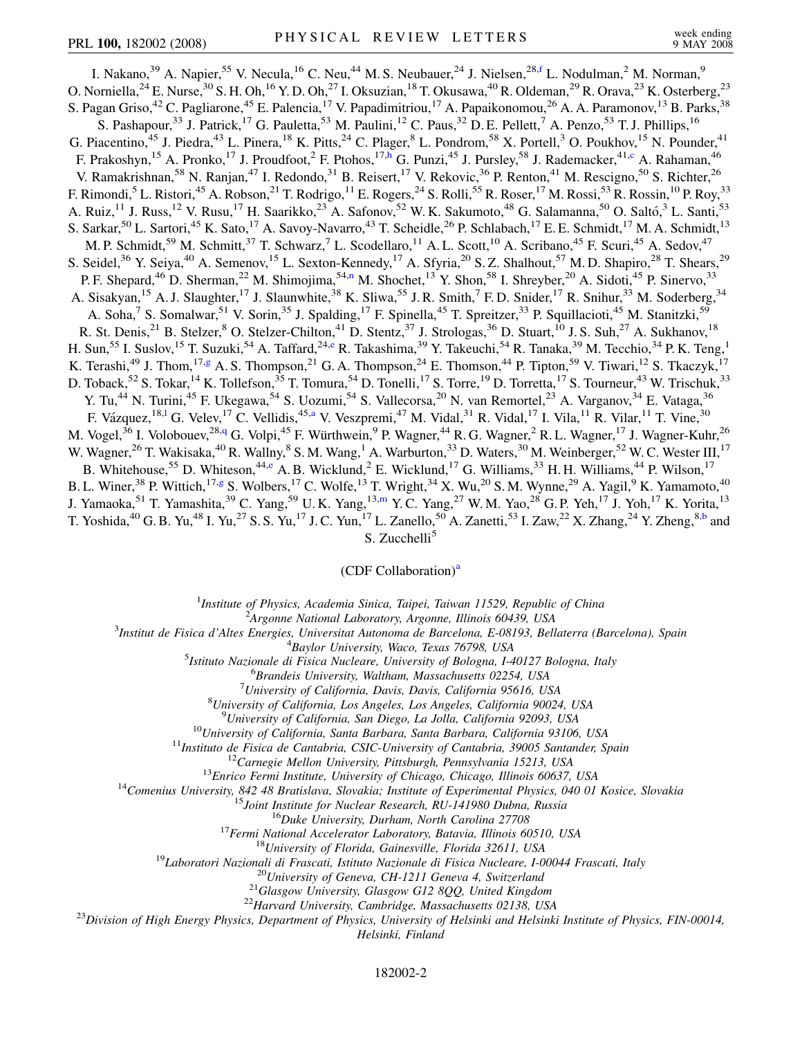I. Nakano,[39] A. Napier,[55] V. Necula,[16] C. Neu,[44] M. S. Neubauer,[24] J. Nielsen,[28,f] L. Nodulman,[2] M. Norman,[9] O. Norniella,[24] E. Nurse,[30] S. H. Oh,[16] Y. D. Oh,[27] I. Oksuzian,[18] T. Okusawa,[40] R. Oldeman,[29] R. Orava,[23] K. Osterberg,[23] S. Pagan Griso,[42] C. Pagliarone,[45] E. Palencia,[17] V. Papadimitriou,[17] A. Papaikonomou,[26] A. A. Paramonov,[13] B. Parks,[38] S. Pashapour,[33] J. Patrick,[17] G. Pauletta,[53] M. Paulini,[12] C. Paus,[32] D. E. Pellett,[7] A. Penzo,[53] T. J. Phillips,[16] G. Piacentino,[45] J. Piedra,[43] L. Pinera,[18] K. Pitts,[24] C. Plager,[8] L. Pondrom,[58] X. Portell,[3] O. Poukhov,[15] N. Pounder,[41] F. Prakoshyn,[15] A. Pronko,[17] J. Proudfoot,[2] F. Ptohos,[17,h] G. Punzi,[45] J. Pursley,[58] J. Rademacker,[41,c] A. Rahaman,[46] V. Ramakrishnan,[58] N. Ranjan,[47] I. Redondo,[31] B. Reisert,[17] V. Rekovic,[36] P. Renton,[41] M. Rescigno,[50] S. Richter,[26] F. Rimondi,[5] L. Ristori,[45] A. Robson,[21] T. Rodrigo,[11] E. Rogers,[24] S. Rolli,[55] R. Roser,[17] M. Rossi,[53] R. Rossin,[10] P. Roy,[33] A. Ruiz,[11] J. Russ,[12] V. Rusu,[17] H. Saarikko,[23] A. Safonov,[52] W. K. Sakumoto,[48] G. Salamanna,[50] O. Saltó,[3] L. Santi,[53] S. Sarkar,[50] L. Sartori,[45] K. Sato,[17] A. Savoy-Navarro,[43] T. Scheidle,[26] P. Schlabach,[17] E. E. Schmidt,[17] M. A. Schmidt,[13] M. P. Schmidt,[59] M. Schmitt,[37] T. Schwarz,[7] L. Scodellaro,[11] A. L. Scott,[10] A. Scribano,[45] F. Scuri,[45] A. Sedov,[47] S. Seidel,[36] Y. Seiya,[40] A. Semenov,[15] L. Sexton-Kennedy,[17] A. Sfyria,[20] S. Z. Shalhout,[57] M. D. Shapiro,[28] T. Shears,[29] P. F. Shepard,[46] D. Sherman,[22] M. Shimojima,[54,n] M. Shochet,[13] Y. Shon,[58] I. Shreyber,[20] A. Sidoti,[45] P. Sinervo,[33] A. Sisakyan,[15] A. J. Slaughter,[17] J. Slaunwhite,[38] K. Sliwa,[55] J. R. Smith,[7] F. D. Snider,[17] R. Snihur,[33] M. Soderberg,[34] A. Soha,[7] S. Somalwar,[51] V. Sorin,[35] J. Spalding,[17] F. Spinella,[45] T. Spreitzer,[33] P. Squillacioti,[45] M. Stanitzki,[59] R. St. Denis,[21] B. Stelzer,[8] O. Stelzer-Chilton,[41] D. Stentz,[37] J. Strologas,[36] D. Stuart,[10] J. S. Suh,[27] A. Sukhanov,[18] H. Sun,[55] I. Suslov,[15] T. Suzuki,[54] A. Taffard,[24,e] R. Takashima,[39] Y. Takeuchi,[54] R. Tanaka,[39] M. Tecchio,[34] P. K. Teng,[1] K. Terashi,[49] J. Thom,[17,g] A. S. Thompson,[21] G. A. Thompson,[24] E. Thomson,[44] P. Tipton,[59] V. Tiwari,[12] S. Tkaczyk,[17] D. Toback,[52] S. Tokar,[14] K. Tollefson,[35] T. Tomura,[54] D. Tonelli,[17] S. Torre,[19] D. Torretta,[17] S. Tourneur,[43] W. Trischuk,[33] Y. Tu,[44] N. Turini,[45] F. Ukegawa,[54] S. Uozumi,[54] S. Vallecorsa,[20] N. van Remortel,[23] A. Varganov,[34] E. Vataga,[36] F. Vázquez,[18,l] G. Velev,[17] C. Vellidis,[45,a] V. Veszpremi,[47] M. Vidal,[31] R. Vidal,[17] I. Vila,[11] R. Vilar,[11] T. Vine,[30] M. Vogel,[36] I. Volobouev,[28,q] G. Volpi,[45] F. Würthwein,[9] P. Wagner,[44] R. G. Wagner,[2] R. L. Wagner,[17] J. Wagner-Kuhr,[26] W. Wagner,[26] T. Wakisaka,[40] R. Wallny,[8] S. M. Wang,[1] A. Warburton,[33] D. Waters,[30] M. Weinberger,[52] W. C. Wester III,[17] B. Whitehouse,[55] D. Whiteson,[44,e] A. B. Wicklund,[2] E. Wicklund,[17] G. Williams,[33] H. H. Williams,[44] P. Wilson,[17] B. L. Winer,[38] P. Wittich,[17,g] S. Wolbers,[17] C. Wolfe,[13] T. Wright,[34] X. Wu,[20] S. M. Wynne,[29] A. Yagil,[9] K. Yamamoto,[40] J. Yamaoka,[51] T. Yamashita,[39] C. Yang,[59] U. K. Yang,[13,m] Y. C. Yang,[27] W. M. Yao,[28] G. P. Yeh,[17] J. Yoh,[17] K. Yorita,[13] T. Yoshida,[40] G. B. Yu,[48] I. Yu,[27] S. S. Yu,[17] J. C. Yun,[17] L. Zanello,[50] A. Zanetti,[53] I. Zaw,[22] X. Zhang,[24] Y. Zheng,[8,b] and S. Zucchelli[5]

(CDF Collaboration)[a]

[1]*Institute of Physics, Academia Sinica, Taipei, Taiwan 11529, Republic of China*
[2]*Argonne National Laboratory, Argonne, Illinois 60439, USA*
[3]*Institut de Fisica d'Altes Energies, Universitat Autonoma de Barcelona, E-08193, Bellaterra (Barcelona), Spain*
[4]*Baylor University, Waco, Texas 76798, USA*
[5]*Istituto Nazionale de Fisica Nucleare, University of Bologna, I-40127 Bologna, Italy*
[6]*Brandeis University, Waltham, Massachusetts 02254, USA*
[7]*University of California, Davis, Davis, California 95616, USA*
[8]*University of California, Los Angeles, Los Angeles, California 90024, USA*
[9]*University of California, San Diego, La Jolla, California 92093, USA*
[10]*University of California, Santa Barbara, Santa Barbara, California 93106, USA*
[11]*Instituto de Fisica de Cantabria, CSIC-University of Cantabria, 39005 Santander, Spain*
[12]*Carnegie Mellon University, Pittsburgh, Pennsylvania 15213, USA*
[13]*Enrico Fermi Institute, University of Chicago, Chicago, Illinois 60637, USA*
[14]*Comenius University, 842 48 Bratislava, Slovakia; Institute of Experimental Physics, 040 01 Kosice, Slovakia*
[15]*Joint Institute for Nuclear Research, RU-141980 Dubna, Russia*
[16]*Duke University, Durham, North Carolina 27708*
[17]*Fermi National Accelerator Laboratory, Batavia, Illinois 60510, USA*
[18]*University of Florida, Gainesville, Florida 32611, USA*
[19]*Laboratori Nazionali di Frascati, Istituto Nazionale di Fisica Nucleare, I-00044 Frascati, Italy*
[20]*University of Geneva, CH-1211 Geneva 4, Switzerland*
[21]*Glasgow University, Glasgow G12 8QQ, United Kingdom*
[22]*Harvard University, Cambridge, Massachusetts 02138, USA*
[23]*Division of High Energy Physics, Department of Physics, University of Helsinki and Helsinki Institute of Physics, FIN-00014, Helsinki, Finland*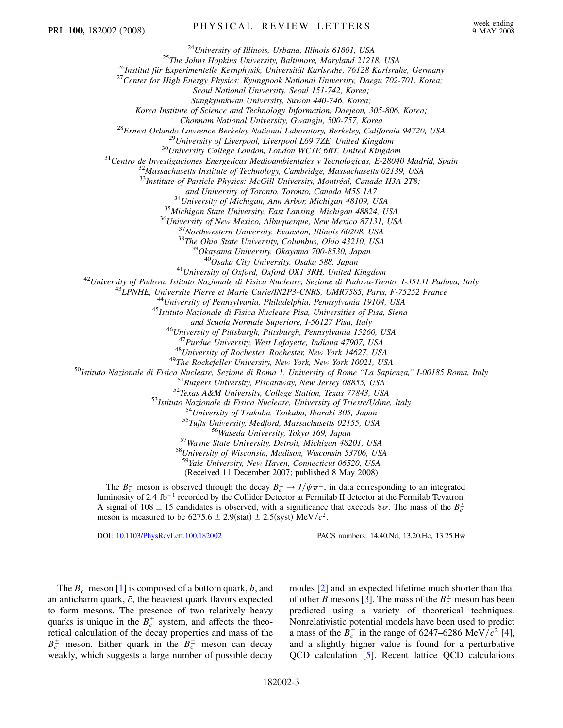[24]University of Illinois, Urbana, Illinois 61801, USA
[25]The Johns Hopkins University, Baltimore, Maryland 21218, USA
[26]Institut für Experimentelle Kernphysik, Universität Karlsruhe, 76128 Karlsruhe, Germany
[27]Center for High Energy Physics: Kyungpook National University, Daegu 702-701, Korea;
Seoul National University, Seoul 151-742, Korea;
Sungkyunkwan University, Suwon 440-746, Korea;
Korea Institute of Science and Technology Information, Daejeon, 305-806, Korea;
Chonnam National University, Gwangju, 500-757, Korea
[28]Ernest Orlando Lawrence Berkeley National Laboratory, Berkeley, California 94720, USA
[29]University of Liverpool, Liverpool L69 7ZE, United Kingdom
[30]University College London, London WC1E 6BT, United Kingdom
[31]Centro de Investigaciones Energeticas Medioambientales y Tecnologicas, E-28040 Madrid, Spain
[32]Massachusetts Institute of Technology, Cambridge, Massachusetts 02139, USA
[33]Institute of Particle Physics: McGill University, Montréal, Canada H3A 2T8;
and University of Toronto, Toronto, Canada M5S 1A7
[34]University of Michigan, Ann Arbor, Michigan 48109, USA
[35]Michigan State University, East Lansing, Michigan 48824, USA
[36]University of New Mexico, Albuquerque, New Mexico 87131, USA
[37]Northwestern University, Evanston, Illinois 60208, USA
[38]The Ohio State University, Columbus, Ohio 43210, USA
[39]Okayama University, Okayama 700-8530, Japan
[40]Osaka City University, Osaka 588, Japan
[41]University of Oxford, Oxford OX1 3RH, United Kingdom
[42]University of Padova, Istituto Nazionale di Fisica Nucleare, Sezione di Padova-Trento, I-35131 Padova, Italy
[43]LPNHE, Universite Pierre et Marie Curie/IN2P3-CNRS, UMR7585, Paris, F-75252 France
[44]University of Pennsylvania, Philadelphia, Pennsylvania 19104, USA
[45]Istituto Nazionale di Fisica Nucleare Pisa, Universities of Pisa, Siena
and Scuola Normale Superiore, I-56127 Pisa, Italy
[46]University of Pittsburgh, Pittsburgh, Pennsylvania 15260, USA
[47]Purdue University, West Lafayette, Indiana 47907, USA
[48]University of Rochester, Rochester, New York 14627, USA
[49]The Rockefeller University, New York, New York 10021, USA
[50]Istituto Nazionale di Fisica Nucleare, Sezione di Roma 1, University of Rome "La Sapienza," I-00185 Roma, Italy
[51]Rutgers University, Piscataway, New Jersey 08855, USA
[52]Texas A&M University, College Station, Texas 77843, USA
[53]Istituto Nazionale di Fisica Nucleare, University of Trieste/Udine, Italy
[54]University of Tsukuba, Tsukuba, Ibaraki 305, Japan
[55]Tufts University, Medford, Massachusetts 02155, USA
[56]Waseda University, Tokyo 169, Japan
[57]Wayne State University, Detroit, Michigan 48201, USA
[58]University of Wisconsin, Madison, Wisconsin 53706, USA
[59]Yale University, New Haven, Connecticut 06520, USA
(Received 11 December 2007; published 8 May 2008)

The $B_c^\pm$ meson is observed through the decay $B_c^\pm \to J/\psi \pi^\pm$, in data corresponding to an integrated luminosity of 2.4 $\text{fb}^{-1}$ recorded by the Collider Detector at Fermilab II detector at the Fermilab Tevatron. A signal of $108 \pm 15$ candidates is observed, with a significance that exceeds $8\sigma$. The mass of the $B_c^\pm$ meson is measured to be $6275.6 \pm 2.9(\text{stat}) \pm 2.5(\text{syst})$ $\text{MeV}/c^2$.

DOI: 10.1103/PhysRevLett.100.182002

PACS numbers: 14.40.Nd, 13.20.He, 13.25.Hw

The $B_c^-$ meson [1] is composed of a bottom quark, $b$, and an anticharm quark, $\bar{c}$, the heaviest quark flavors expected to form mesons. The presence of two relatively heavy quarks is unique in the $B_c^\pm$ system, and affects the theoretical calculation of the decay properties and mass of the $B_c^\pm$ meson. Either quark in the $B_c^\pm$ meson can decay weakly, which suggests a large number of possible decay modes [2] and an expected lifetime much shorter than that of other $B$ mesons [3]. The mass of the $B_c^\pm$ meson has been predicted using a variety of theoretical techniques. Nonrelativistic potential models have been used to predict a mass of the $B_c^\pm$ in the range of 6247–6286 $\text{MeV}/c^2$ [4], and a slightly higher value is found for a perturbative QCD calculation [5]. Recent lattice QCD calculations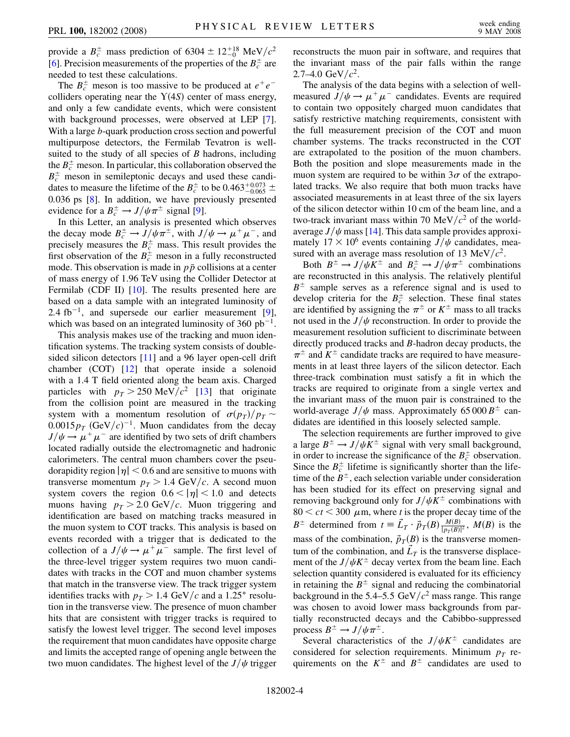provide a $B_c^\pm$ mass prediction of $6304 \pm 12^{+18}_{-0}$ MeV/$c^2$ [6]. Precision measurements of the properties of the $B_c^\pm$ are needed to test these calculations.

The $B_c^\pm$ meson is too massive to be produced at $e^+e^-$ colliders operating near the $\Upsilon(4S)$ center of mass energy, and only a few candidate events, which were consistent with background processes, were observed at LEP [7]. With a large $b$-quark production cross section and powerful multipurpose detectors, the Fermilab Tevatron is well-suited to the study of all species of $B$ hadrons, including the $B_c^\pm$ meson. In particular, this collaboration observed the $B_c^\pm$ meson in semileptonic decays and used these candidates to measure the lifetime of the $B_c^\pm$ to be $0.463^{+0.073}_{-0.065} \pm 0.036$ ps [8]. In addition, we have previously presented evidence for a $B_c^\pm \to J/\psi\pi^\pm$ signal [9].

In this Letter, an analysis is presented which observes the decay mode $B_c^\pm \to J/\psi\pi^\pm$, with $J/\psi \to \mu^+\mu^-$, and precisely measures the $B_c^\pm$ mass. This result provides the first observation of the $B_c^\pm$ meson in a fully reconstructed mode. This observation is made in $p\bar{p}$ collisions at a center of mass energy of 1.96 TeV using the Collider Detector at Fermilab (CDF II) [10]. The results presented here are based on a data sample with an integrated luminosity of 2.4 fb$^{-1}$, and supersede our earlier measurement [9], which was based on an integrated luminosity of 360 pb$^{-1}$.

This analysis makes use of the tracking and muon identification systems. The tracking system consists of double-sided silicon detectors [11] and a 96 layer open-cell drift chamber (COT) [12] that operate inside a solenoid with a 1.4 T field oriented along the beam axis. Charged particles with $p_T > 250$ MeV/$c^2$ [13] that originate from the collision point are measured in the tracking system with a momentum resolution of $\sigma(p_T)/p_T \sim 0.0015 p_T$ (GeV/$c$)$^{-1}$. Muon candidates from the decay $J/\psi \to \mu^+\mu^-$ are identified by two sets of drift chambers located radially outside the electromagnetic and hadronic calorimeters. The central muon chambers cover the pseudorapidity region $|\eta| < 0.6$ and are sensitive to muons with transverse momentum $p_T > 1.4$ GeV/$c$. A second muon system covers the region $0.6 < |\eta| < 1.0$ and detects muons having $p_T > 2.0$ GeV/$c$. Muon triggering and identification are based on matching tracks measured in the muon system to COT tracks. This analysis is based on events recorded with a trigger that is dedicated to the collection of a $J/\psi \to \mu^+\mu^-$ sample. The first level of the three-level trigger system requires two muon candidates with tracks in the COT and muon chamber systems that match in the transverse view. The track trigger system identifies tracks with $p_T > 1.4$ GeV/$c$ and a 1.25° resolution in the transverse view. The presence of muon chamber hits that are consistent with trigger tracks is required to satisfy the lowest level trigger. The second level imposes the requirement that muon candidates have opposite charge and limits the accepted range of opening angle between the two muon candidates. The highest level of the $J/\psi$ trigger reconstructs the muon pair in software, and requires that the invariant mass of the pair falls within the range 2.7–4.0 GeV/$c^2$.

The analysis of the data begins with a selection of well-measured $J/\psi \to \mu^+\mu^-$ candidates. Events are required to contain two oppositely charged muon candidates that satisfy restrictive matching requirements, consistent with the full measurement precision of the COT and muon chamber systems. The tracks reconstructed in the COT are extrapolated to the position of the muon chambers. Both the position and slope measurements made in the muon system are required to be within $3\sigma$ of the extrapolated tracks. We also require that both muon tracks have associated measurements in at least three of the six layers of the silicon detector within 10 cm of the beam line, and a two-track invariant mass within 70 MeV/$c^2$ of the world-average $J/\psi$ mass [14]. This data sample provides approximately $17 \times 10^6$ events containing $J/\psi$ candidates, measured with an average mass resolution of 13 MeV/$c^2$.

Both $B^\pm \to J/\psi K^\pm$ and $B_c^\pm \to J/\psi\pi^\pm$ combinations are reconstructed in this analysis. The relatively plentiful $B^\pm$ sample serves as a reference signal and is used to develop criteria for the $B_c^\pm$ selection. These final states are identified by assigning the $\pi^\pm$ or $K^\pm$ mass to all tracks not used in the $J/\psi$ reconstruction. In order to provide the measurement resolution sufficient to discriminate between directly produced tracks and $B$-hadron decay products, the $\pi^\pm$ and $K^\pm$ candidate tracks are required to have measurements in at least three layers of the silicon detector. Each three-track combination must satisfy a fit in which the tracks are required to originate from a single vertex and the invariant mass of the muon pair is constrained to the world-average $J/\psi$ mass. Approximately 65 000 $B^\pm$ candidates are identified in this loosely selected sample.

The selection requirements are further improved to give a large $B^\pm \to J/\psi K^\pm$ signal with very small background, in order to increase the significance of the $B_c^\pm$ observation. Since the $B_c^\pm$ lifetime is significantly shorter than the lifetime of the $B^\pm$, each selection variable under consideration has been studied for its effect on preserving signal and removing background only for $J/\psi K^\pm$ combinations with $80 < ct < 300$ $\mu$m, where $t$ is the proper decay time of the $B^\pm$ determined from $t \equiv \vec{L}_T \cdot \vec{p}_T(B) \frac{M(B)}{|p_T(B)|^2}$, $M(B)$ is the mass of the combination, $\vec{p}_T(B)$ is the transverse momentum of the combination, and $\vec{L}_T$ is the transverse displacement of the $J/\psi K^\pm$ decay vertex from the beam line. Each selection quantity considered is evaluated for its efficiency in retaining the $B^\pm$ signal and reducing the combinatorial background in the 5.4–5.5 GeV/$c^2$ mass range. This range was chosen to avoid lower mass backgrounds from partially reconstructed decays and the Cabibbo-suppressed process $B^\pm \to J/\psi\pi^\pm$.

Several characteristics of the $J/\psi K^\pm$ candidates are considered for selection requirements. Minimum $p_T$ requirements on the $K^\pm$ and $B^\pm$ candidates are used to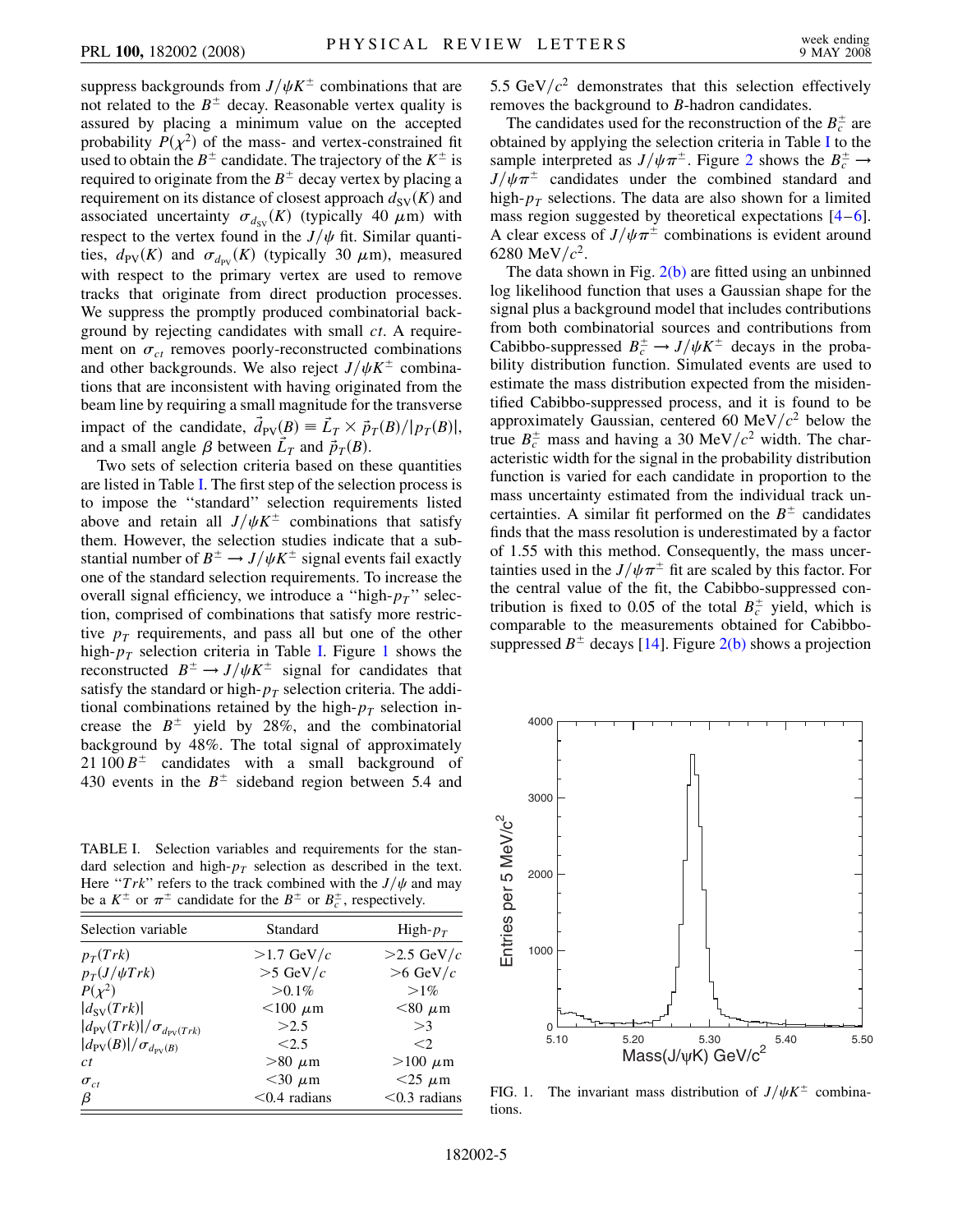suppress backgrounds from $J/\psi K^{\pm}$ combinations that are not related to the $B^{\pm}$ decay. Reasonable vertex quality is assured by placing a minimum value on the accepted probability $P(\chi^2)$ of the mass- and vertex-constrained fit used to obtain the $B^{\pm}$ candidate. The trajectory of the $K^{\pm}$ is required to originate from the $B^{\pm}$ decay vertex by placing a requirement on its distance of closest approach $d_{\mathrm{SV}}(K)$ and associated uncertainty $\sigma_{d_{\mathrm{SV}}}(K)$ (typically 40 $\mu$m) with respect to the vertex found in the $J/\psi$ fit. Similar quantities, $d_{\mathrm{PV}}(K)$ and $\sigma_{d_{\mathrm{PV}}}(K)$ (typically 30 $\mu$m), measured with respect to the primary vertex are used to remove tracks that originate from direct production processes. We suppress the promptly produced combinatorial background by rejecting candidates with small $ct$. A requirement on $\sigma_{ct}$ removes poorly-reconstructed combinations and other backgrounds. We also reject $J/\psi K^{\pm}$ combinations that are inconsistent with having originated from the beam line by requiring a small magnitude for the transverse impact of the candidate, $\vec{d}_{\mathrm{PV}}(B) \equiv \vec{L}_T \times \vec{p}_T(B)/|p_T(B)|$, and a small angle $\beta$ between $\vec{L}_T$ and $\vec{p}_T(B)$.

Two sets of selection criteria based on these quantities are listed in Table I. The first step of the selection process is to impose the "standard" selection requirements listed above and retain all $J/\psi K^{\pm}$ combinations that satisfy them. However, the selection studies indicate that a substantial number of $B^{\pm} \to J/\psi K^{\pm}$ signal events fail exactly one of the standard selection requirements. To increase the overall signal efficiency, we introduce a "high-$p_T$" selection, comprised of combinations that satisfy more restrictive $p_T$ requirements, and pass all but one of the other high-$p_T$ selection criteria in Table I. Figure 1 shows the reconstructed $B^{\pm} \to J/\psi K^{\pm}$ signal for candidates that satisfy the standard or high-$p_T$ selection criteria. The additional combinations retained by the high-$p_T$ selection increase the $B^{\pm}$ yield by 28%, and the combinatorial background by 48%. The total signal of approximately 21 100 $B^{\pm}$ candidates with a small background of 430 events in the $B^{\pm}$ sideband region between 5.4 and 5.5 GeV$/c^2$ demonstrates that this selection effectively removes the background to $B$-hadron candidates.

TABLE I. Selection variables and requirements for the standard selection and high-$p_T$ selection as described in the text. Here "$Trk$" refers to the track combined with the $J/\psi$ and may be a $K^{\pm}$ or $\pi^{\pm}$ candidate for the $B^{\pm}$ or $B_c^{\pm}$, respectively.

| Selection variable | Standard | High-$p_T$ |
|---|---|---|
| $p_T(Trk)$ | $>1.7$ GeV$/c$ | $>2.5$ GeV$/c$ |
| $p_T(J/\psi Trk)$ | $>5$ GeV$/c$ | $>6$ GeV$/c$ |
| $P(\chi^2)$ | $>0.1\%$ | $>1\%$ |
| $\lvert d_{\mathrm{SV}}(Trk)\rvert$ | $<100$ $\mu$m | $<80$ $\mu$m |
| $\lvert d_{\mathrm{PV}}(Trk)\rvert/\sigma_{d_{\mathrm{PV}}(Trk)}$ | $>2.5$ | $>3$ |
| $\lvert d_{\mathrm{PV}}(B)\rvert/\sigma_{d_{\mathrm{PV}}(B)}$ | $<2.5$ | $<2$ |
| $ct$ | $>80$ $\mu$m | $>100$ $\mu$m |
| $\sigma_{ct}$ | $<30$ $\mu$m | $<25$ $\mu$m |
| $\beta$ | $<0.4$ radians | $<0.3$ radians |

The candidates used for the reconstruction of the $B_c^{\pm}$ are obtained by applying the selection criteria in Table I to the sample interpreted as $J/\psi \pi^{\pm}$. Figure 2 shows the $B_c^{\pm} \to J/\psi \pi^{\pm}$ candidates under the combined standard and high-$p_T$ selections. The data are also shown for a limited mass region suggested by theoretical expectations [4–6]. A clear excess of $J/\psi \pi^{\pm}$ combinations is evident around 6280 MeV$/c^2$.

The data shown in Fig. 2(b) are fitted using an unbinned log likelihood function that uses a Gaussian shape for the signal plus a background model that includes contributions from both combinatorial sources and contributions from Cabibbo-suppressed $B_c^{\pm} \to J/\psi K^{\pm}$ decays in the probability distribution function. Simulated events are used to estimate the mass distribution expected from the misidentified Cabibbo-suppressed process, and it is found to be approximately Gaussian, centered 60 MeV$/c^2$ below the true $B_c^{\pm}$ mass and having a 30 MeV$/c^2$ width. The characteristic width for the signal in the probability distribution function is varied for each candidate in proportion to the mass uncertainty estimated from the individual track uncertainties. A similar fit performed on the $B^{\pm}$ candidates finds that the mass resolution is underestimated by a factor of 1.55 with this method. Consequently, the mass uncertainties used in the $J/\psi \pi^{\pm}$ fit are scaled by this factor. For the central value of the fit, the Cabibbo-suppressed contribution is fixed to 0.05 of the total $B_c^{\pm}$ yield, which is comparable to the measurements obtained for Cabibbo-suppressed $B^{\pm}$ decays [14]. Figure 2(b) shows a projection

FIG. 1. The invariant mass distribution of $J/\psi K^{\pm}$ combinations.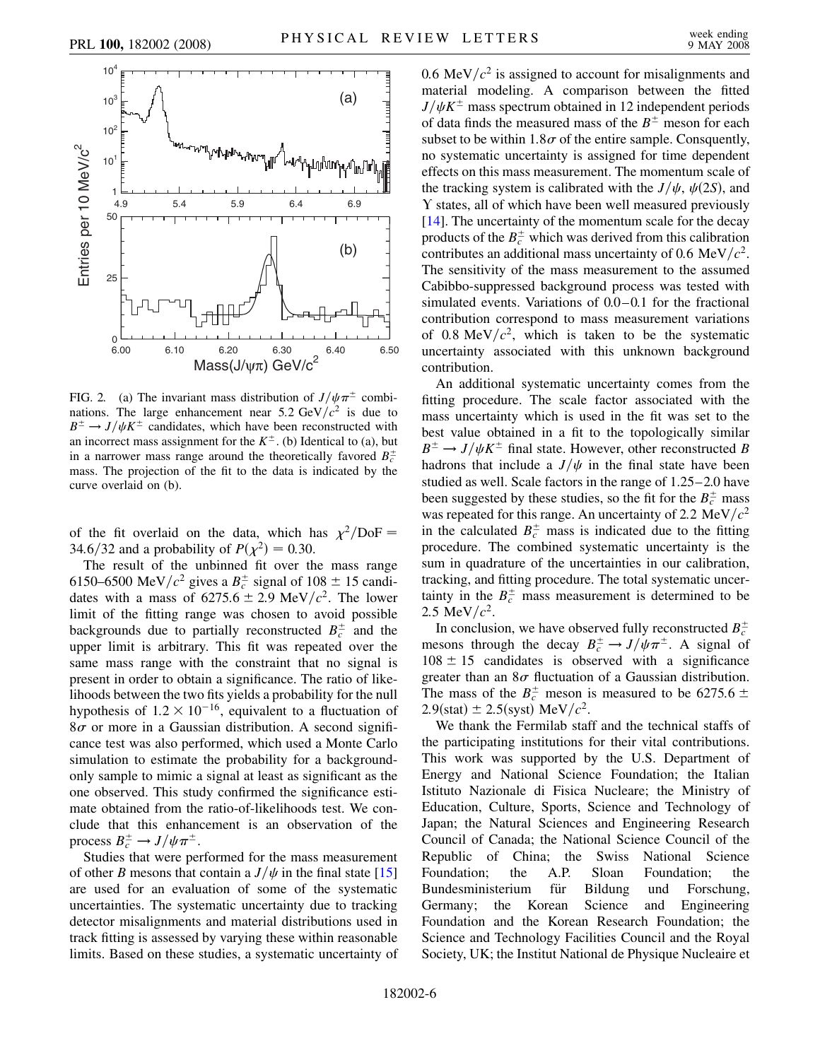FIG. 2. (a) The invariant mass distribution of $J/\psi\pi^{\pm}$ combinations. The large enhancement near 5.2 GeV/$c^2$ is due to $B^{\pm} \rightarrow J/\psi K^{\pm}$ candidates, which have been reconstructed with an incorrect mass assignment for the $K^{\pm}$. (b) Identical to (a), but in a narrower mass range around the theoretically favored $B_c^{\pm}$ mass. The projection of the fit to the data is indicated by the curve overlaid on (b).

of the fit overlaid on the data, which has $\chi^2/\text{DoF} = 34.6/32$ and a probability of $P(\chi^2) = 0.30$.

The result of the unbinned fit over the mass range 6150–6500 MeV/$c^2$ gives a $B_c^{\pm}$ signal of $108 \pm 15$ candidates with a mass of $6275.6 \pm 2.9$ MeV/$c^2$. The lower limit of the fitting range was chosen to avoid possible backgrounds due to partially reconstructed $B_c^{\pm}$ and the upper limit is arbitrary. This fit was repeated over the same mass range with the constraint that no signal is present in order to obtain a significance. The ratio of likelihoods between the two fits yields a probability for the null hypothesis of $1.2 \times 10^{-16}$, equivalent to a fluctuation of $8\sigma$ or more in a Gaussian distribution. A second significance test was also performed, which used a Monte Carlo simulation to estimate the probability for a background-only sample to mimic a signal at least as significant as the one observed. This study confirmed the significance estimate obtained from the ratio-of-likelihoods test. We conclude that this enhancement is an observation of the process $B_c^{\pm} \rightarrow J/\psi\pi^{\pm}$.

Studies that were performed for the mass measurement of other $B$ mesons that contain a $J/\psi$ in the final state [15] are used for an evaluation of some of the systematic uncertainties. The systematic uncertainty due to tracking detector misalignments and material distributions used in track fitting is assessed by varying these within reasonable limits. Based on these studies, a systematic uncertainty of 0.6 MeV/$c^2$ is assigned to account for misalignments and material modeling. A comparison between the fitted $J/\psi K^{\pm}$ mass spectrum obtained in 12 independent periods of data finds the measured mass of the $B^{\pm}$ meson for each subset to be within $1.8\sigma$ of the entire sample. Consquently, no systematic uncertainty is assigned for time dependent effects on this mass measurement. The momentum scale of the tracking system is calibrated with the $J/\psi$, $\psi(2S)$, and $\Upsilon$ states, all of which have been well measured previously [14]. The uncertainty of the momentum scale for the decay products of the $B_c^{\pm}$ which was derived from this calibration contributes an additional mass uncertainty of 0.6 MeV/$c^2$. The sensitivity of the mass measurement to the assumed Cabibbo-suppressed background process was tested with simulated events. Variations of 0.0–0.1 for the fractional contribution correspond to mass measurement variations of 0.8 MeV/$c^2$, which is taken to be the systematic uncertainty associated with this unknown background contribution.

An additional systematic uncertainty comes from the fitting procedure. The scale factor associated with the mass uncertainty which is used in the fit was set to the best value obtained in a fit to the topologically similar $B^{\pm} \rightarrow J/\psi K^{\pm}$ final state. However, other reconstructed $B$ hadrons that include a $J/\psi$ in the final state have been studied as well. Scale factors in the range of 1.25–2.0 have been suggested by these studies, so the fit for the $B_c^{\pm}$ mass was repeated for this range. An uncertainty of 2.2 MeV/$c^2$ in the calculated $B_c^{\pm}$ mass is indicated due to the fitting procedure. The combined systematic uncertainty is the sum in quadrature of the uncertainties in our calibration, tracking, and fitting procedure. The total systematic uncertainty in the $B_c^{\pm}$ mass measurement is determined to be 2.5 MeV/$c^2$.

In conclusion, we have observed fully reconstructed $B_c^{\pm}$ mesons through the decay $B_c^{\pm} \rightarrow J/\psi\pi^{\pm}$. A signal of $108 \pm 15$ candidates is observed with a significance greater than an $8\sigma$ fluctuation of a Gaussian distribution. The mass of the $B_c^{\pm}$ meson is measured to be $6275.6 \pm 2.9(\text{stat}) \pm 2.5(\text{syst})$ MeV/$c^2$.

We thank the Fermilab staff and the technical staffs of the participating institutions for their vital contributions. This work was supported by the U.S. Department of Energy and National Science Foundation; the Italian Istituto Nazionale di Fisica Nucleare; the Ministry of Education, Culture, Sports, Science and Technology of Japan; the Natural Sciences and Engineering Research Council of Canada; the National Science Council of the Republic of China; the Swiss National Science Foundation; the A.P. Sloan Foundation; the Bundesministerium für Bildung und Forschung, Germany; the Korean Science and Engineering Foundation and the Korean Research Foundation; the Science and Technology Facilities Council and the Royal Society, UK; the Institut National de Physique Nucleaire et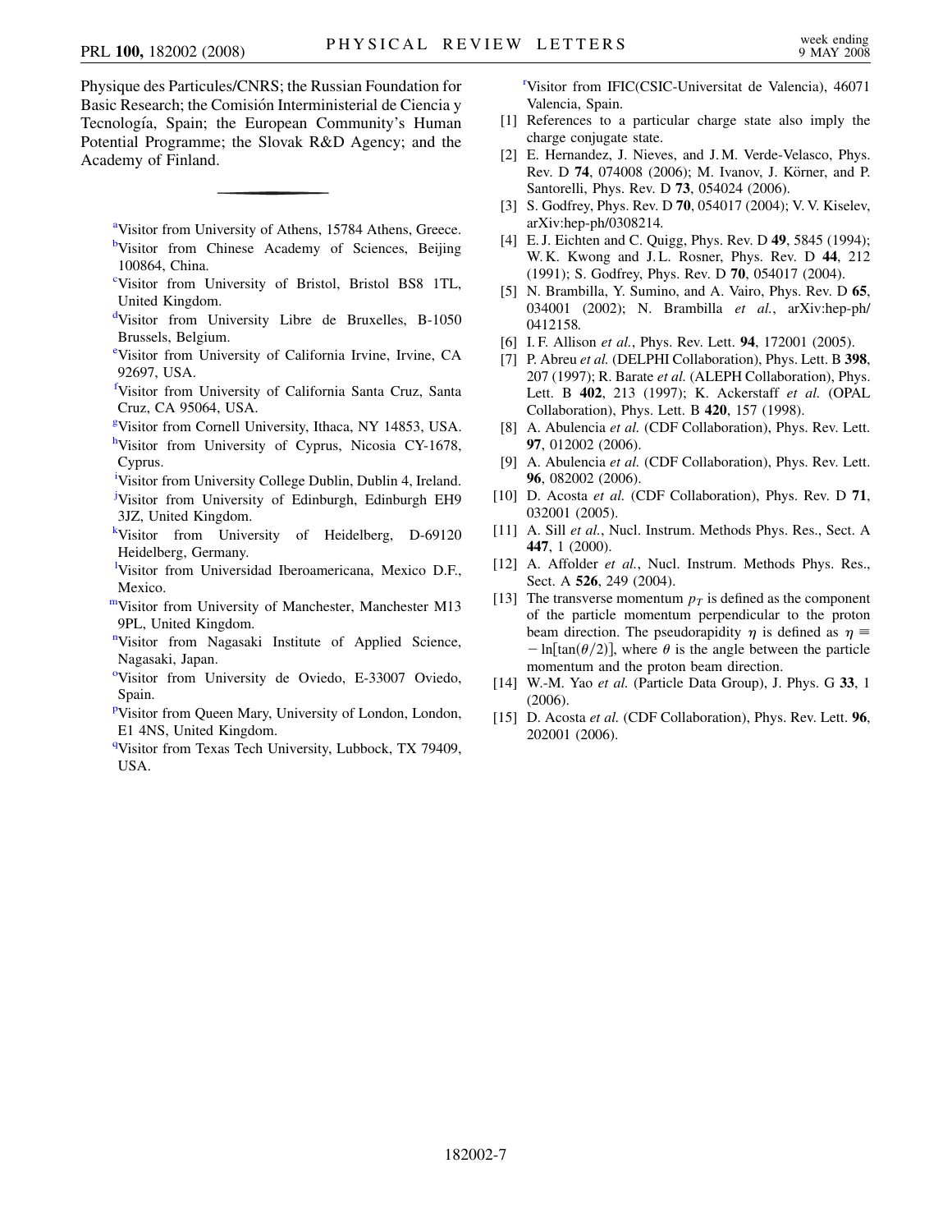Physique des Particules/CNRS; the Russian Foundation for Basic Research; the Comisión Interministerial de Ciencia y Tecnología, Spain; the European Community's Human Potential Programme; the Slovak R&D Agency; and the Academy of Finland.

---

[a]Visitor from University of Athens, 15784 Athens, Greece.

[b]Visitor from Chinese Academy of Sciences, Beijing 100864, China.

[c]Visitor from University of Bristol, Bristol BS8 1TL, United Kingdom.

[d]Visitor from University Libre de Bruxelles, B-1050 Brussels, Belgium.

[e]Visitor from University of California Irvine, Irvine, CA 92697, USA.

[f]Visitor from University of California Santa Cruz, Santa Cruz, CA 95064, USA.

[g]Visitor from Cornell University, Ithaca, NY 14853, USA.

[h]Visitor from University of Cyprus, Nicosia CY-1678, Cyprus.

[i]Visitor from University College Dublin, Dublin 4, Ireland.

[j]Visitor from University of Edinburgh, Edinburgh EH9 3JZ, United Kingdom.

[k]Visitor from University of Heidelberg, D-69120 Heidelberg, Germany.

[l]Visitor from Universidad Iberoamericana, Mexico D.F., Mexico.

[m]Visitor from University of Manchester, Manchester M13 9PL, United Kingdom.

[n]Visitor from Nagasaki Institute of Applied Science, Nagasaki, Japan.

[o]Visitor from University de Oviedo, E-33007 Oviedo, Spain.

[p]Visitor from Queen Mary, University of London, London, E1 4NS, United Kingdom.

[q]Visitor from Texas Tech University, Lubbock, TX 79409, USA.

[r]Visitor from IFIC(CSIC-Universitat de Valencia), 46071 Valencia, Spain.

[1] References to a particular charge state also imply the charge conjugate state.

[2] E. Hernandez, J. Nieves, and J. M. Verde-Velasco, Phys. Rev. D **74**, 074008 (2006); M. Ivanov, J. Körner, and P. Santorelli, Phys. Rev. D **73**, 054024 (2006).

[3] S. Godfrey, Phys. Rev. D **70**, 054017 (2004); V. V. Kiselev, arXiv:hep-ph/0308214.

[4] E. J. Eichten and C. Quigg, Phys. Rev. D **49**, 5845 (1994); W. K. Kwong and J. L. Rosner, Phys. Rev. D **44**, 212 (1991); S. Godfrey, Phys. Rev. D **70**, 054017 (2004).

[5] N. Brambilla, Y. Sumino, and A. Vairo, Phys. Rev. D **65**, 034001 (2002); N. Brambilla *et al.*, arXiv:hep-ph/0412158.

[6] I. F. Allison *et al.*, Phys. Rev. Lett. **94**, 172001 (2005).

[7] P. Abreu *et al.* (DELPHI Collaboration), Phys. Lett. B **398**, 207 (1997); R. Barate *et al.* (ALEPH Collaboration), Phys. Lett. B **402**, 213 (1997); K. Ackerstaff *et al.* (OPAL Collaboration), Phys. Lett. B **420**, 157 (1998).

[8] A. Abulencia *et al.* (CDF Collaboration), Phys. Rev. Lett. **97**, 012002 (2006).

[9] A. Abulencia *et al.* (CDF Collaboration), Phys. Rev. Lett. **96**, 082002 (2006).

[10] D. Acosta *et al.* (CDF Collaboration), Phys. Rev. D **71**, 032001 (2005).

[11] A. Sill *et al.*, Nucl. Instrum. Methods Phys. Res., Sect. A **447**, 1 (2000).

[12] A. Affolder *et al.*, Nucl. Instrum. Methods Phys. Res., Sect. A **526**, 249 (2004).

[13] The transverse momentum $p_T$ is defined as the component of the particle momentum perpendicular to the proton beam direction. The pseudorapidity $\eta$ is defined as $\eta \equiv -\ln[\tan(\theta/2)]$, where $\theta$ is the angle between the particle momentum and the proton beam direction.

[14] W.-M. Yao *et al.* (Particle Data Group), J. Phys. G **33**, 1 (2006).

[15] D. Acosta *et al.* (CDF Collaboration), Phys. Rev. Lett. **96**, 202001 (2006).